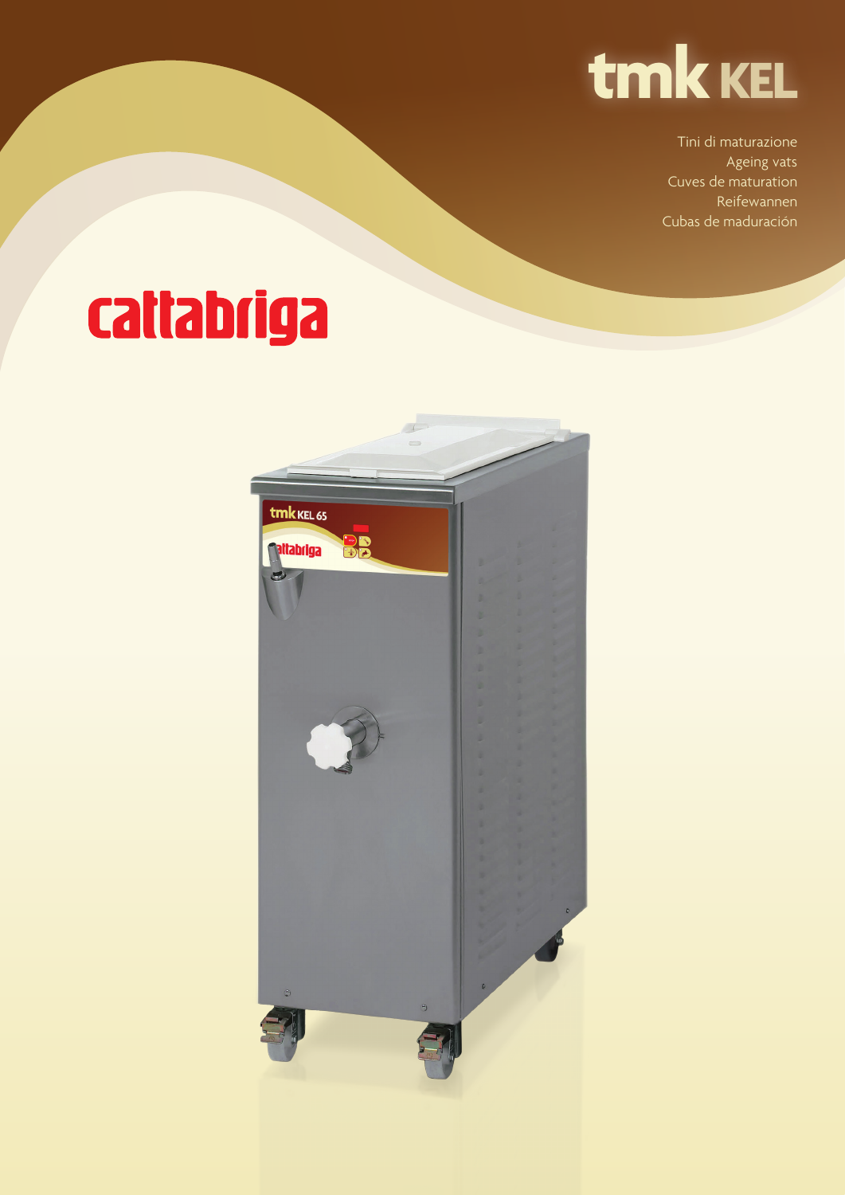# tmk KEL

Tini di maturazione
Ageing vats
Cuves de maturation
Reifewannen
Cubas de maduración

cattabriga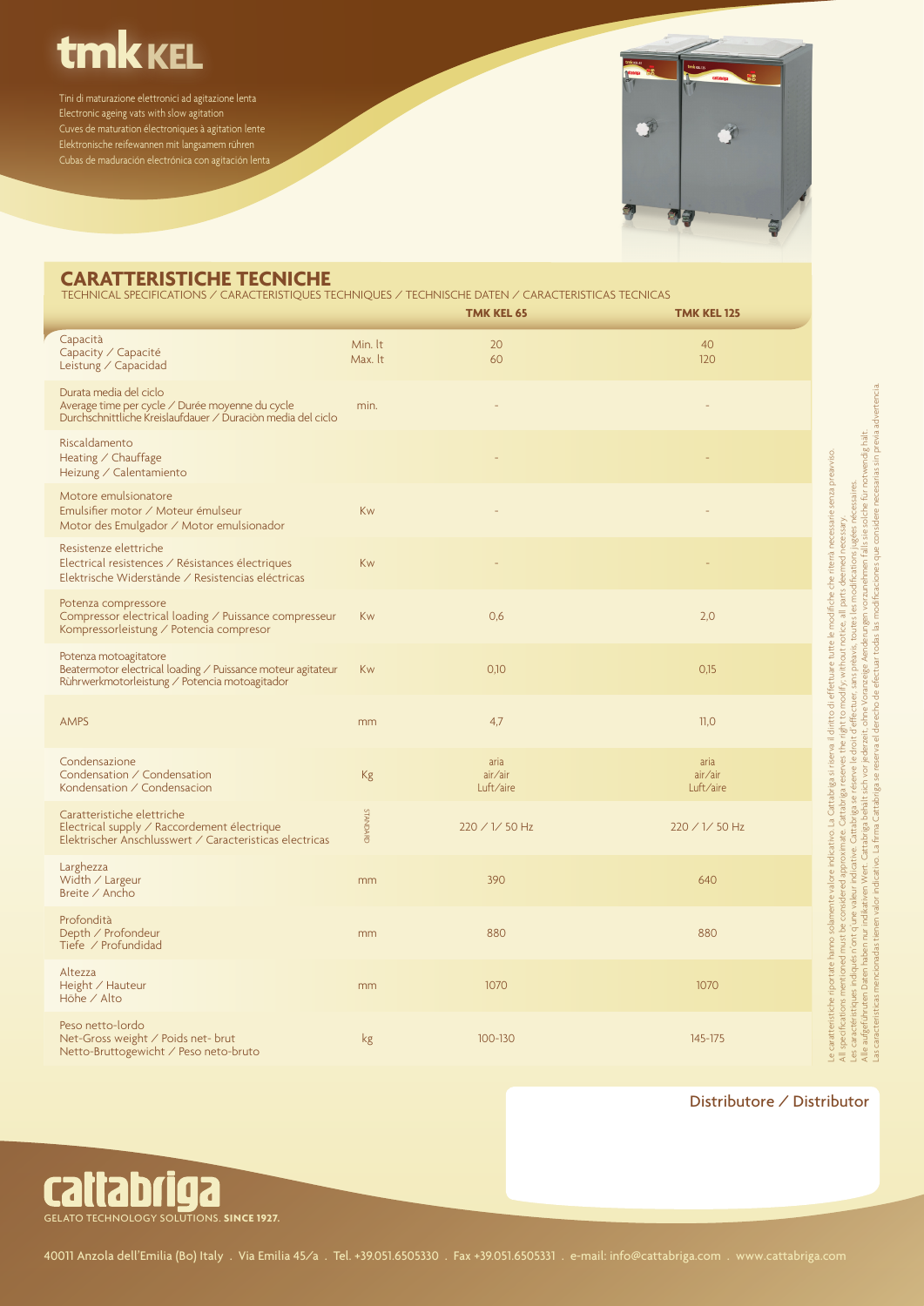# tmk KEL

Tini di maturazione elettronici ad agitazione lenta
Electronic ageing vats with slow agitation
Cuves de maturation électroniques à agitation lente
Elektronische reifewannen mit langsamem rühren
Cubas de maduración electrónica con agitación lenta

## CARATTERISTICHE TECNICHE

TECHNICAL SPECIFICATIONS / CARACTERISTIQUES TECHNIQUES / TECHNISCHE DATEN / CARACTERISTICAS TECNICAS

| | | TMK KEL 65 | TMK KEL 125 |
|---|---|---|---|
| Capacità<br>Capacity / Capacité<br>Leistung / Capacidad | Min. lt<br>Max. lt | 20<br>60 | 40<br>120 |
| Durata media del ciclo<br>Average time per cycle / Durée moyenne du cycle<br>Durchschnittliche Kreislaufdauer / Duraciòn media del ciclo | min. | - | - |
| Riscaldamento<br>Heating / Chauffage<br>Heizung / Calentamiento | | - | - |
| Motore emulsionatore<br>Emulsifier motor / Moteur émulseur<br>Motor des Emulgador / Motor emulsionador | Kw | - | - |
| Resistenze elettriche<br>Electrical resistences / Résistances électriques<br>Elektrische Widerstände / Resistencias eléctricas | Kw | - | - |
| Potenza compressore<br>Compressor electrical loading / Puissance compresseur<br>Kompressorleistung / Potencia compresor | Kw | 0,6 | 2,0 |
| Potenza motoagitatore<br>Beatermotor electrical loading / Puissance moteur agitateur<br>Rührwerkmotorleistung / Potencia motoagitador | Kw | 0,10 | 0,15 |
| AMPS | mm | 4,7 | 11,0 |
| Condensazione<br>Condensation / Condensation<br>Kondensation / Condensacion | Kg | aria<br>air/air<br>Luft/aire | aria<br>air/air<br>Luft/aire |
| Caratteristiche elettriche<br>Electrical supply / Raccordement électrique<br>Elektrischer Anschlusswert / Caracteristicas electricas | STANDARD | 220 / 1/ 50 Hz | 220 / 1/ 50 Hz |
| Larghezza<br>Width / Largeur<br>Breite / Ancho | mm | 390 | 640 |
| Profondità<br>Depth / Profondeur<br>Tiefe / Profundidad | mm | 880 | 880 |
| Altezza<br>Height / Hauteur<br>Höhe / Alto | mm | 1070 | 1070 |
| Peso netto-lordo<br>Net-Gross weight / Poids net- brut<br>Netto-Bruttogewicht / Peso neto-bruto | kg | 100-130 | 145-175 |

Le caratteristiche riportate hanno solamente valore indicativo. La Cattabriga si riserva il diritto di effettuare tutte le modifiche che riterrà necessarie senza preavviso.
All specifications mentioned must be considered approximate. Cattabriga reserves the right to modify, without notice, all parts deemed necessary.
Les caractéristiques indiquées n'ont qu'une valeur indicative. Cattabriga se réserve le droit d'effectuer, sans préavis, toutes les modifications jugées nécessaires.
Alle aufgeführten Daten haben nur indikativen Wert. Cattabriga behält sich vor jederzeit ohne Vorankündigung vorzunehmen falls sie solche für notwendig hält.
Las caracteristicas mencionadas tienen valor indicativo. La firma Cattabriga se reserva el derecho de efectuar todas las modificaciones que considere necesarias sin previa advertencia.

Distributore / Distributor

cattabriga
GELATO TECHNOLOGY SOLUTIONS. **SINCE 1927.**

40011 Anzola dell'Emilia (Bo) Italy . Via Emilia 45/a . Tel. +39.051.6505330 . Fax +39.051.6505331 . e-mail: info@cattabriga.com . www.cattabriga.com